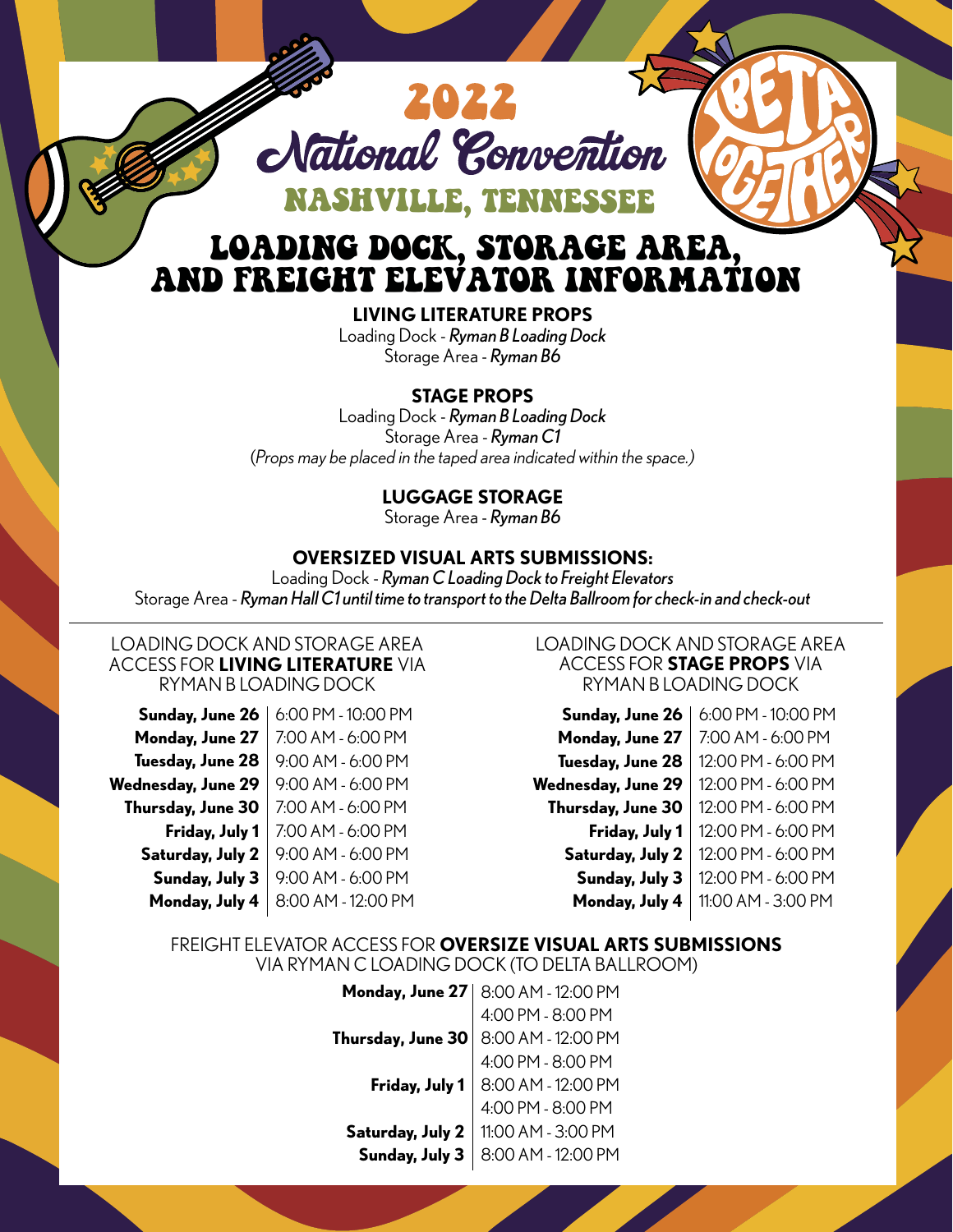# 2022 National Convention

## NASHVILLE, TENNESSEE

BETA TOGETHER

# LOADING DOCK, STORAGE AREA, AND FREIGHT ELEVATOR INFORMATION

**LIVING LITERATURE PROPS**
Loading Dock - *Ryman B Loading Dock*
Storage Area - *Ryman B6*

**STAGE PROPS**
Loading Dock - *Ryman B Loading Dock*
Storage Area - *Ryman C1*
*(Props may be placed in the taped area indicated within the space.)*

**LUGGAGE STORAGE**
Storage Area - *Ryman B6*

**OVERSIZED VISUAL ARTS SUBMISSIONS:**
Loading Dock - *Ryman C Loading Dock to Freight Elevators*
Storage Area - *Ryman Hall C1 until time to transport to the Delta Ballroom for check-in and check-out*

---

LOADING DOCK AND STORAGE AREA ACCESS FOR **LIVING LITERATURE** VIA RYMAN B LOADING DOCK

| Date | Time |
|---|---|
| **Sunday, June 26** | 6:00 PM - 10:00 PM |
| **Monday, June 27** | 7:00 AM - 6:00 PM |
| **Tuesday, June 28** | 9:00 AM - 6:00 PM |
| **Wednesday, June 29** | 9:00 AM - 6:00 PM |
| **Thursday, June 30** | 7:00 AM - 6:00 PM |
| **Friday, July 1** | 7:00 AM - 6:00 PM |
| **Saturday, July 2** | 9:00 AM - 6:00 PM |
| **Sunday, July 3** | 9:00 AM - 6:00 PM |
| **Monday, July 4** | 8:00 AM - 12:00 PM |

LOADING DOCK AND STORAGE AREA ACCESS FOR **STAGE PROPS** VIA RYMAN B LOADING DOCK

| Date | Time |
|---|---|
| **Sunday, June 26** | 6:00 PM - 10:00 PM |
| **Monday, June 27** | 7:00 AM - 6:00 PM |
| **Tuesday, June 28** | 12:00 PM - 6:00 PM |
| **Wednesday, June 29** | 12:00 PM - 6:00 PM |
| **Thursday, June 30** | 12:00 PM - 6:00 PM |
| **Friday, July 1** | 12:00 PM - 6:00 PM |
| **Saturday, July 2** | 12:00 PM - 6:00 PM |
| **Sunday, July 3** | 12:00 PM - 6:00 PM |
| **Monday, July 4** | 11:00 AM - 3:00 PM |

FREIGHT ELEVATOR ACCESS FOR **OVERSIZE VISUAL ARTS SUBMISSIONS** VIA RYMAN C LOADING DOCK (TO DELTA BALLROOM)

| Date | Time |
|---|---|
| **Monday, June 27** | 8:00 AM - 12:00 PM |
| | 4:00 PM - 8:00 PM |
| **Thursday, June 30** | 8:00 AM - 12:00 PM |
| | 4:00 PM - 8:00 PM |
| **Friday, July 1** | 8:00 AM - 12:00 PM |
| | 4:00 PM - 8:00 PM |
| **Saturday, July 2** | 11:00 AM - 3:00 PM |
| **Sunday, July 3** | 8:00 AM - 12:00 PM |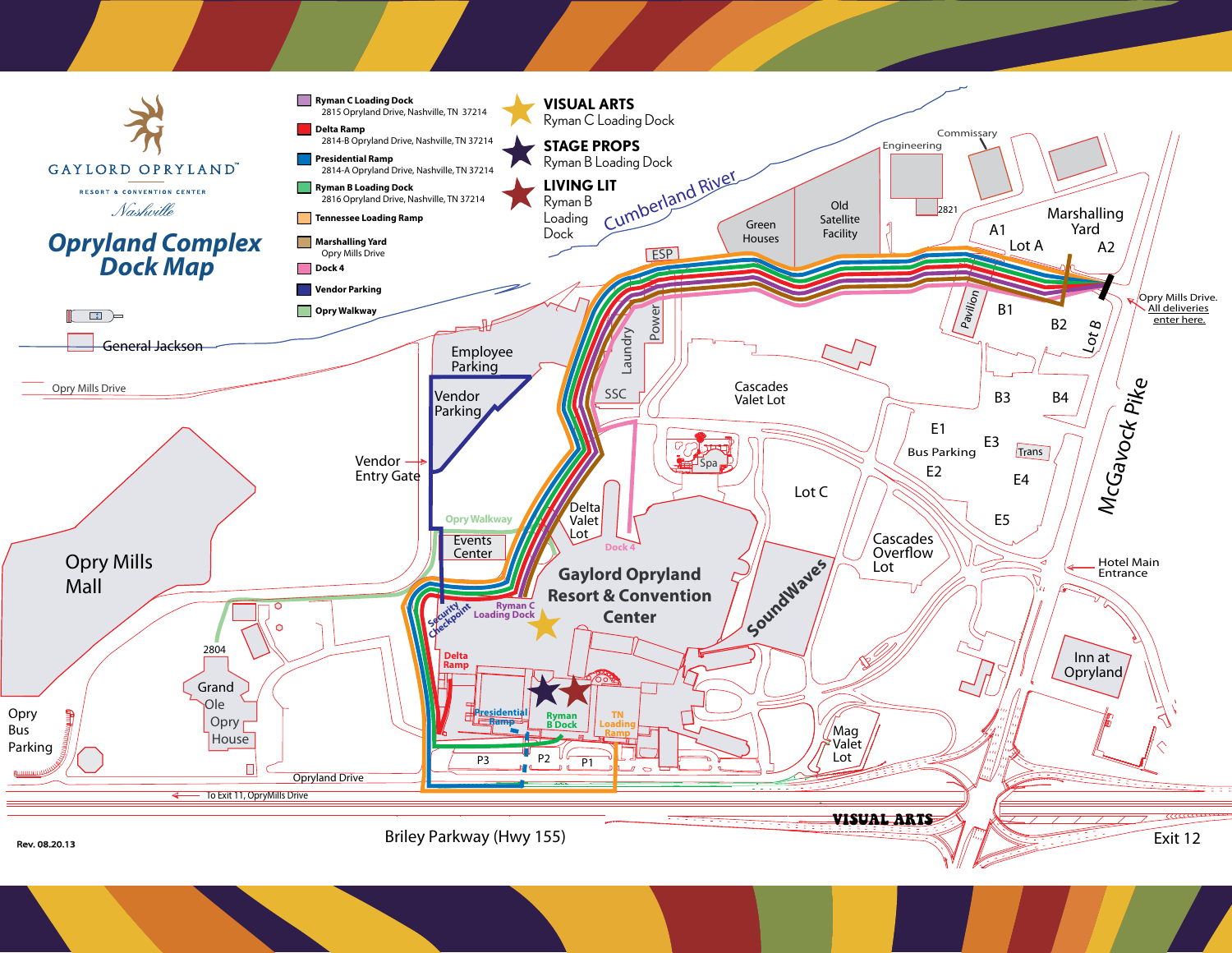# Opryland Complex Dock Map

GAYLORD OPRYLAND™
RESORT & CONVENTION CENTER
Nashville

- **Ryman C Loading Dock** 2815 Opryland Drive, Nashville, TN 37214
- **Delta Ramp** 2814-B Opryland Drive, Nashville, TN 37214
- **Presidential Ramp** 2814-A Opryland Drive, Nashville, TN 37214
- **Ryman B Loading Dock** 2816 Opryland Drive, Nashville, TN 37214
- **Tennessee Loading Ramp**
- **Marshalling Yard** Opry Mills Drive
- **Dock 4**
- **Vendor Parking**
- **Opry Walkway**

**VISUAL ARTS** Ryman C Loading Dock

**STAGE PROPS** Ryman B Loading Dock

**LIVING LIT** Ryman B Loading Dock

General Jackson

Opry Mills Drive

Cumberland River

Opry Mills Mall

Opry Bus Parking

Employee Parking

Vendor Parking

Vendor Entry Gate

Opry Walkway

Events Center

Security Checkpoint

Ryman C Loading Dock

Delta Ramp

Presidential Ramp

Ryman B Dock

TN Loading Ramp

Delta Valet Lot

Dock 4

Gaylord Opryland Resort & Convention Center

SoundWaves

2804

Grand Ole Opry House

Opryland Drive

To Exit 11, OpryMills Drive

P3 P2 P1

Briley Parkway (Hwy 155)

VISUAL ARTS

Exit 12

Mag Valet Lot

Cascades Overflow Lot

Lot C

Spa

Cascades Valet Lot

Laundry

Power

SSC

ESP

Green Houses

Old Satellite Facility

Engineering

2821

Commissary

Marshalling Yard

A1 Lot A A2

Pavilion

B1 B2

Lot B

B3 B4

E1 Bus Parking E2

E3 Trans

E4

E5

Opry Mills Drive. All deliveries enter here.

McGavock Pike

Hotel Main Entrance

Inn at Opryland

Rev. 08.20.13